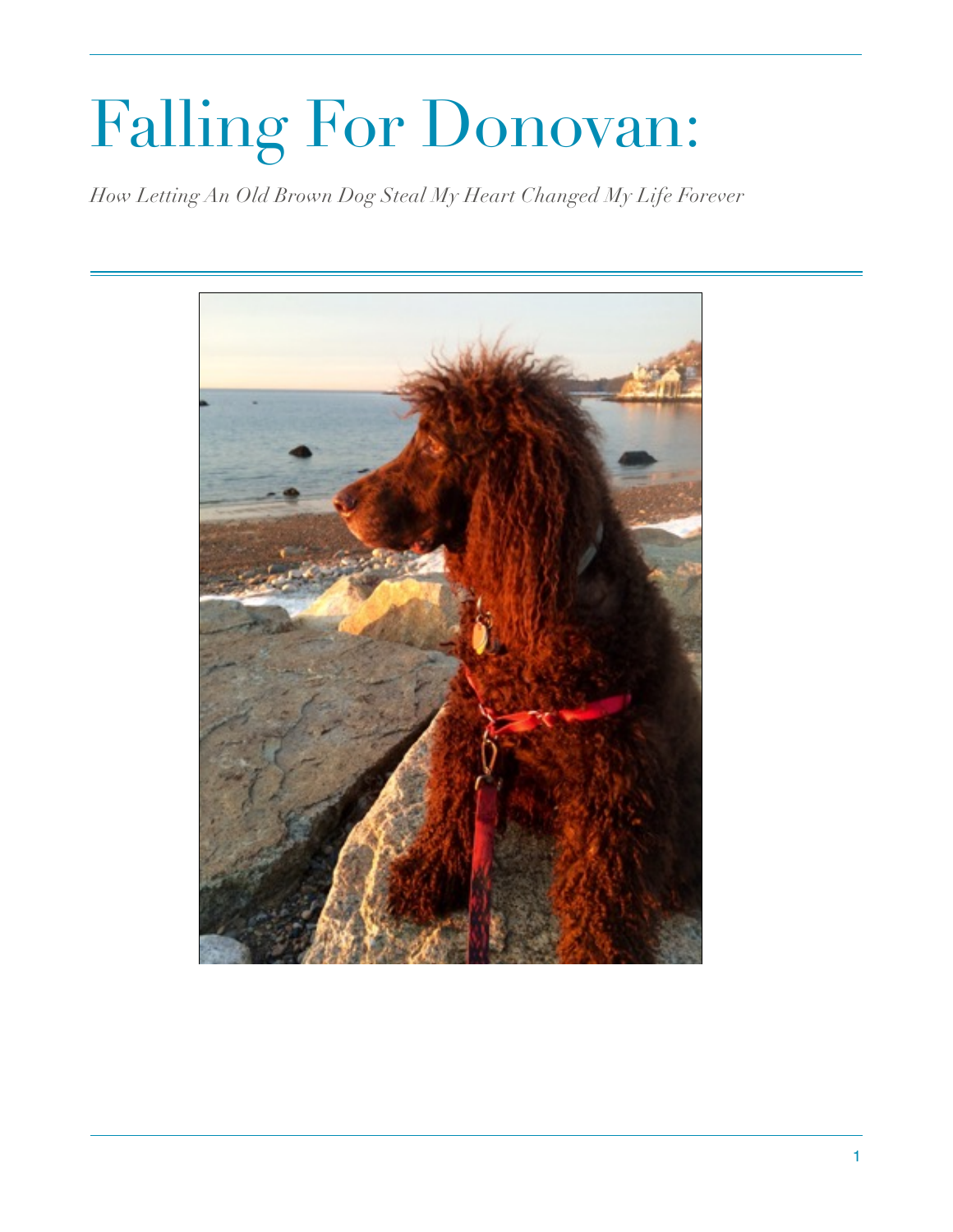# Falling For Donovan:

*How Letting An Old Brown Dog Steal My Heart Changed My Life Forever*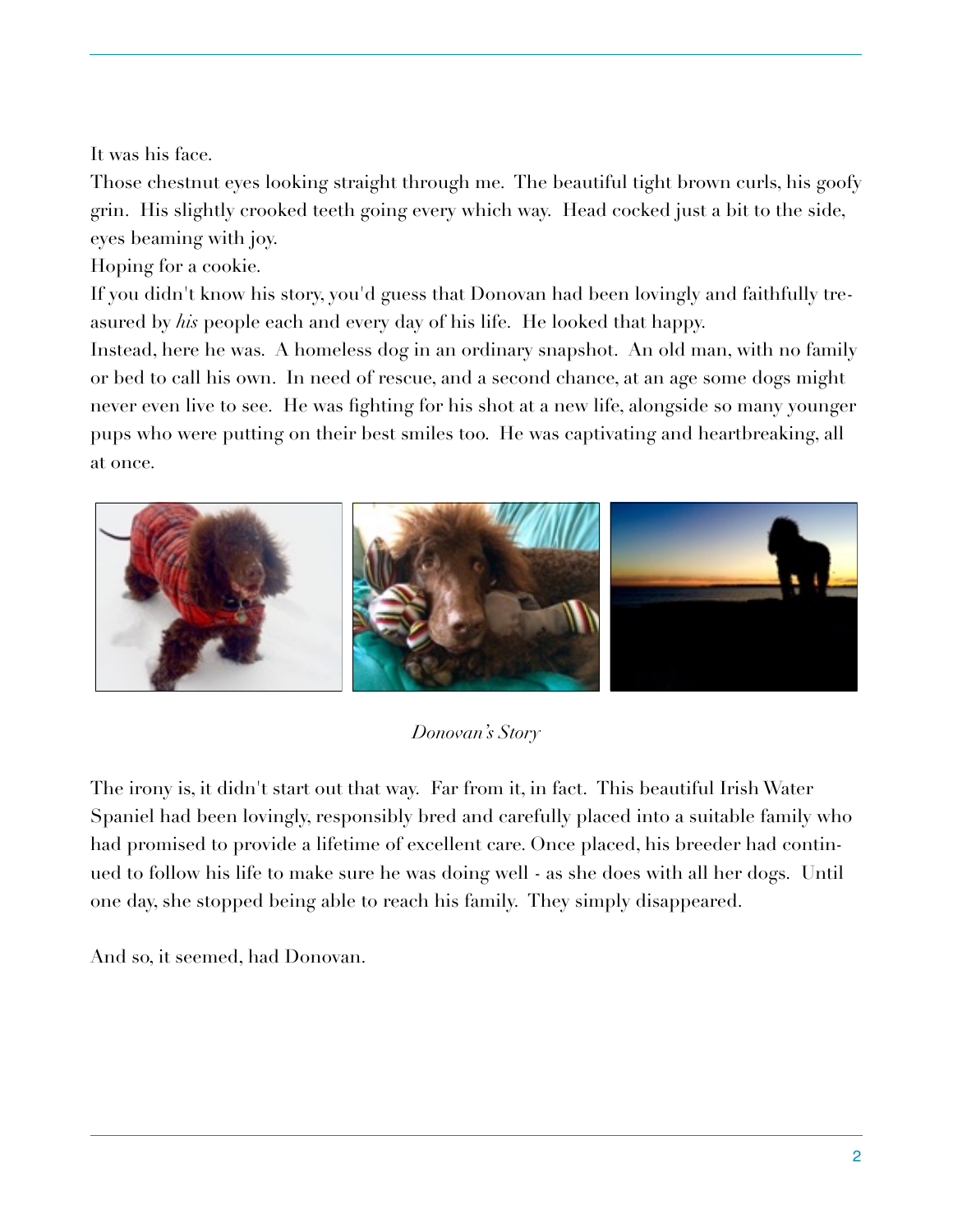It was his face.

Those chestnut eyes looking straight through me. The beautiful tight brown curls, his goofy grin. His slightly crooked teeth going every which way. Head cocked just a bit to the side, eyes beaming with joy.

Hoping for a cookie.

If you didn't know his story, you'd guess that Donovan had been lovingly and faithfully treasured by *his* people each and every day of his life. He looked that happy.

Instead, here he was. A homeless dog in an ordinary snapshot. An old man, with no family or bed to call his own. In need of rescue, and a second chance, at an age some dogs might never even live to see. He was fighting for his shot at a new life, alongside so many younger pups who were putting on their best smiles too. He was captivating and heartbreaking, all at once.

*Donovan's Story*

The irony is, it didn't start out that way. Far from it, in fact. This beautiful Irish Water Spaniel had been lovingly, responsibly bred and carefully placed into a suitable family who had promised to provide a lifetime of excellent care. Once placed, his breeder had continued to follow his life to make sure he was doing well - as she does with all her dogs. Until one day, she stopped being able to reach his family. They simply disappeared.

And so, it seemed, had Donovan.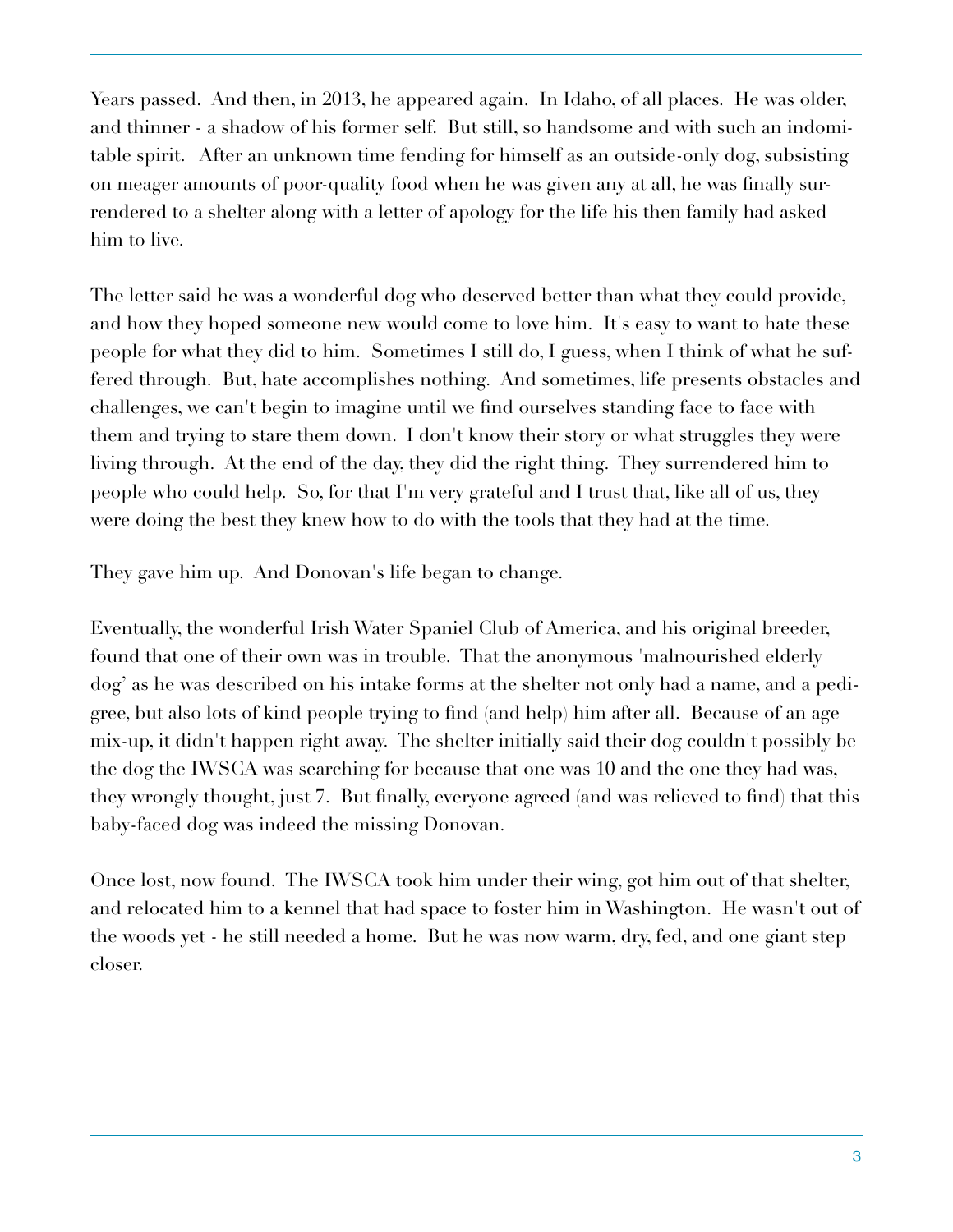Years passed. And then, in 2013, he appeared again. In Idaho, of all places. He was older, and thinner - a shadow of his former self. But still, so handsome and with such an indomitable spirit. After an unknown time fending for himself as an outside-only dog, subsisting on meager amounts of poor-quality food when he was given any at all, he was finally surrendered to a shelter along with a letter of apology for the life his then family had asked him to live.

The letter said he was a wonderful dog who deserved better than what they could provide, and how they hoped someone new would come to love him. It's easy to want to hate these people for what they did to him. Sometimes I still do, I guess, when I think of what he suffered through. But, hate accomplishes nothing. And sometimes, life presents obstacles and challenges, we can't begin to imagine until we find ourselves standing face to face with them and trying to stare them down. I don't know their story or what struggles they were living through. At the end of the day, they did the right thing. They surrendered him to people who could help. So, for that I'm very grateful and I trust that, like all of us, they were doing the best they knew how to do with the tools that they had at the time.

They gave him up. And Donovan's life began to change.

Eventually, the wonderful Irish Water Spaniel Club of America, and his original breeder, found that one of their own was in trouble. That the anonymous 'malnourished elderly dog' as he was described on his intake forms at the shelter not only had a name, and a pedigree, but also lots of kind people trying to find (and help) him after all. Because of an age mix-up, it didn't happen right away. The shelter initially said their dog couldn't possibly be the dog the IWSCA was searching for because that one was 10 and the one they had was, they wrongly thought, just 7. But finally, everyone agreed (and was relieved to find) that this baby-faced dog was indeed the missing Donovan.

Once lost, now found. The IWSCA took him under their wing, got him out of that shelter, and relocated him to a kennel that had space to foster him in Washington. He wasn't out of the woods yet - he still needed a home. But he was now warm, dry, fed, and one giant step closer.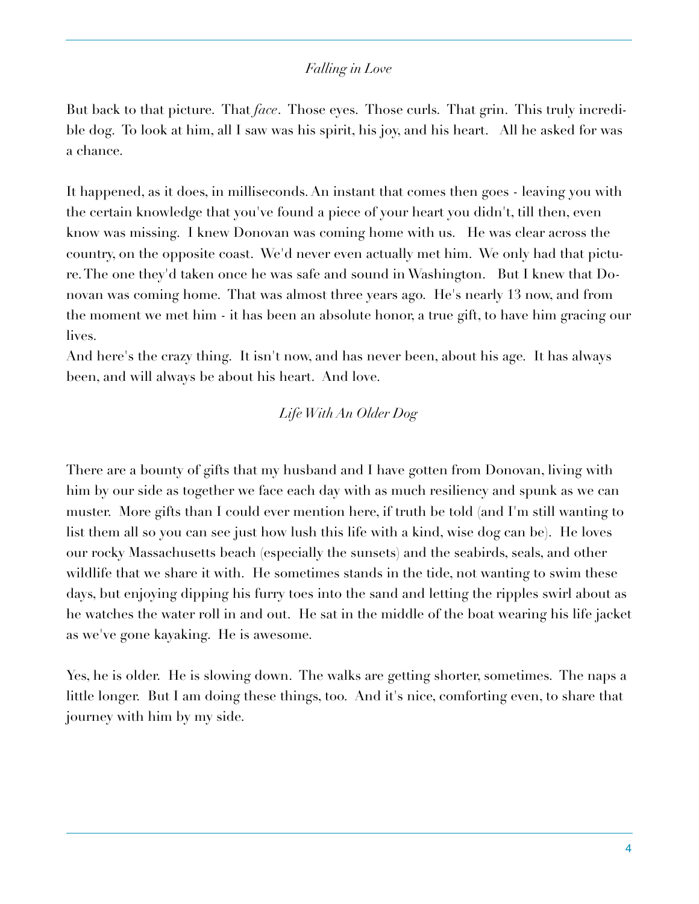## *Falling in Love*

But back to that picture. That *face*. Those eyes. Those curls. That grin. This truly incredible dog. To look at him, all I saw was his spirit, his joy, and his heart. All he asked for was a chance.

It happened, as it does, in milliseconds. An instant that comes then goes - leaving you with the certain knowledge that you've found a piece of your heart you didn't, till then, even know was missing. I knew Donovan was coming home with us. He was clear across the country, on the opposite coast. We'd never even actually met him. We only had that picture. The one they'd taken once he was safe and sound in Washington. But I knew that Donovan was coming home. That was almost three years ago. He's nearly 13 now, and from the moment we met him - it has been an absolute honor, a true gift, to have him gracing our lives.

And here's the crazy thing. It isn't now, and has never been, about his age. It has always been, and will always be about his heart. And love.

## *Life With An Older Dog*

There are a bounty of gifts that my husband and I have gotten from Donovan, living with him by our side as together we face each day with as much resiliency and spunk as we can muster. More gifts than I could ever mention here, if truth be told (and I'm still wanting to list them all so you can see just how lush this life with a kind, wise dog can be). He loves our rocky Massachusetts beach (especially the sunsets) and the seabirds, seals, and other wildlife that we share it with. He sometimes stands in the tide, not wanting to swim these days, but enjoying dipping his furry toes into the sand and letting the ripples swirl about as he watches the water roll in and out. He sat in the middle of the boat wearing his life jacket as we've gone kayaking. He is awesome.

Yes, he is older. He is slowing down. The walks are getting shorter, sometimes. The naps a little longer. But I am doing these things, too. And it's nice, comforting even, to share that journey with him by my side.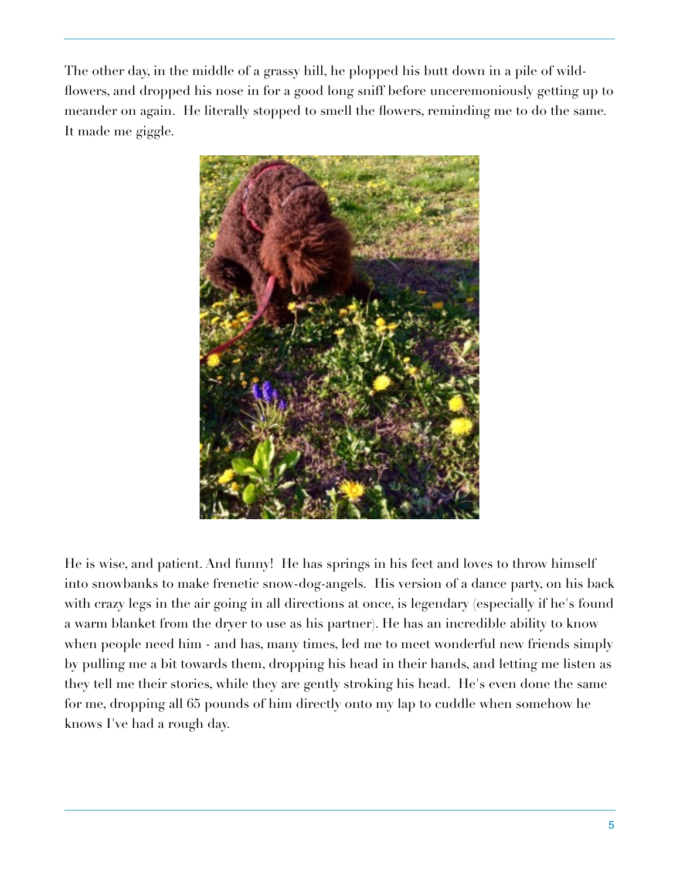The other day, in the middle of a grassy hill, he plopped his butt down in a pile of wild-flowers, and dropped his nose in for a good long sniff before unceremoniously getting up to meander on again. He literally stopped to smell the flowers, reminding me to do the same. It made me giggle.

He is wise, and patient. And funny! He has springs in his feet and loves to throw himself into snowbanks to make frenetic snow-dog-angels. His version of a dance party, on his back with crazy legs in the air going in all directions at once, is legendary (especially if he's found a warm blanket from the dryer to use as his partner). He has an incredible ability to know when people need him - and has, many times, led me to meet wonderful new friends simply by pulling me a bit towards them, dropping his head in their hands, and letting me listen as they tell me their stories, while they are gently stroking his head. He's even done the same for me, dropping all 65 pounds of him directly onto my lap to cuddle when somehow he knows I've had a rough day.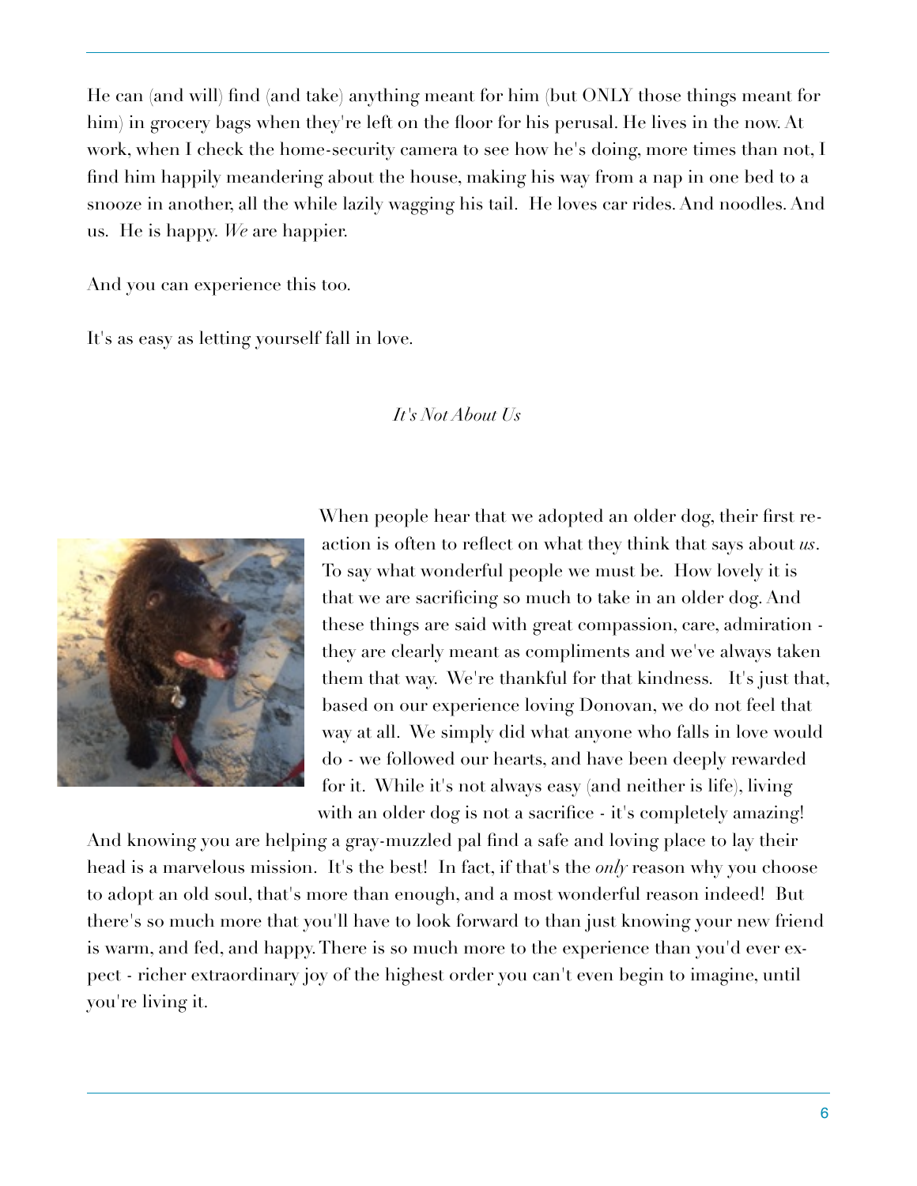He can (and will) find (and take) anything meant for him (but ONLY those things meant for him) in grocery bags when they're left on the floor for his perusal. He lives in the now. At work, when I check the home-security camera to see how he's doing, more times than not, I find him happily meandering about the house, making his way from a nap in one bed to a snooze in another, all the while lazily wagging his tail. He loves car rides. And noodles. And us. He is happy. *We* are happier.

And you can experience this too.

It's as easy as letting yourself fall in love.

*It's Not About Us*

When people hear that we adopted an older dog, their first reaction is often to reflect on what they think that says about *us*. To say what wonderful people we must be. How lovely it is that we are sacrificing so much to take in an older dog. And these things are said with great compassion, care, admiration - they are clearly meant as compliments and we've always taken them that way. We're thankful for that kindness. It's just that, based on our experience loving Donovan, we do not feel that way at all. We simply did what anyone who falls in love would do - we followed our hearts, and have been deeply rewarded for it. While it's not always easy (and neither is life), living with an older dog is not a sacrifice - it's completely amazing! And knowing you are helping a gray-muzzled pal find a safe and loving place to lay their head is a marvelous mission. It's the best! In fact, if that's the *only* reason why you choose to adopt an old soul, that's more than enough, and a most wonderful reason indeed! But there's so much more that you'll have to look forward to than just knowing your new friend is warm, and fed, and happy. There is so much more to the experience than you'd ever expect - richer extraordinary joy of the highest order you can't even begin to imagine, until you're living it.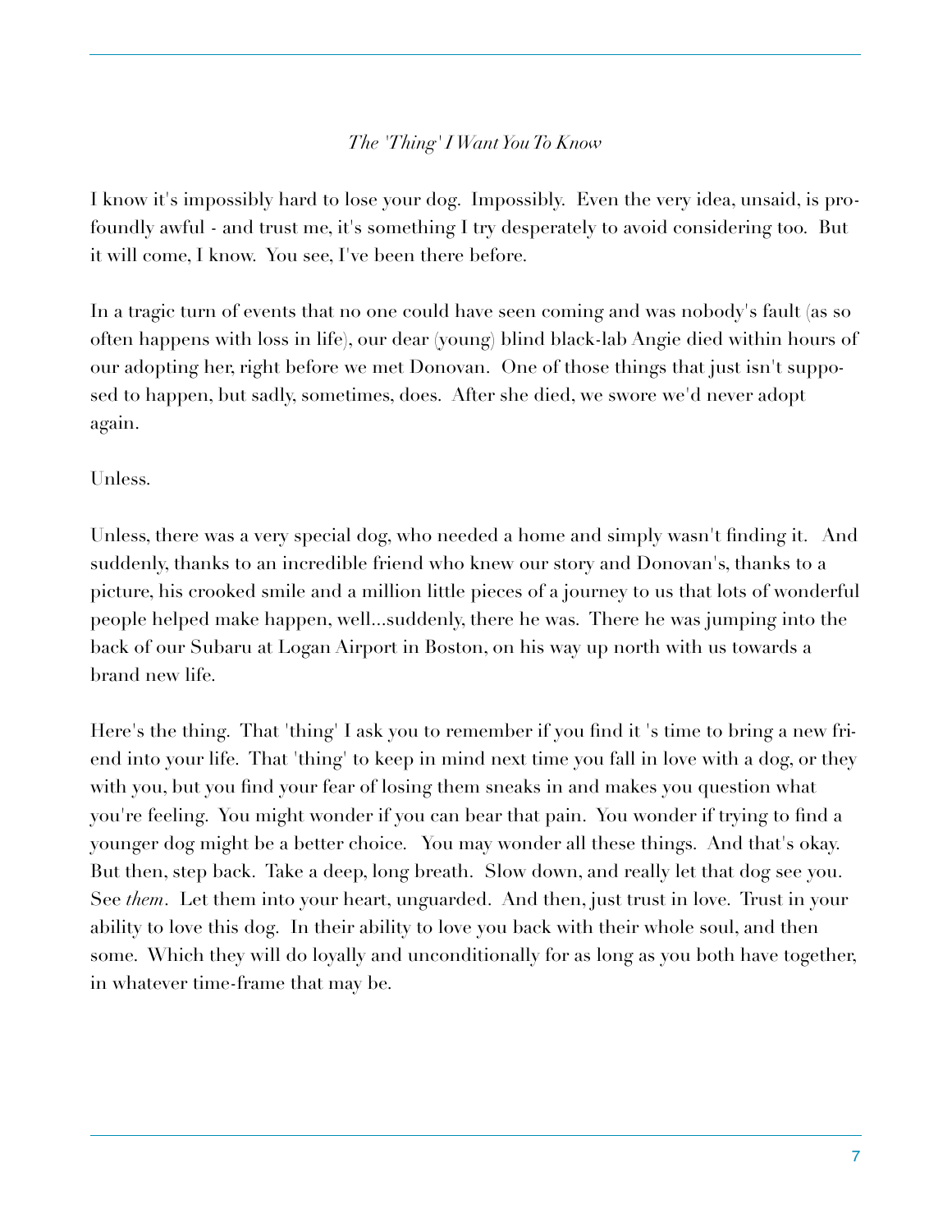*The 'Thing' I Want You To Know*

I know it's impossibly hard to lose your dog. Impossibly. Even the very idea, unsaid, is profoundly awful - and trust me, it's something I try desperately to avoid considering too. But it will come, I know. You see, I've been there before.

In a tragic turn of events that no one could have seen coming and was nobody's fault (as so often happens with loss in life), our dear (young) blind black-lab Angie died within hours of our adopting her, right before we met Donovan. One of those things that just isn't supposed to happen, but sadly, sometimes, does. After she died, we swore we'd never adopt again.

Unless.

Unless, there was a very special dog, who needed a home and simply wasn't finding it. And suddenly, thanks to an incredible friend who knew our story and Donovan's, thanks to a picture, his crooked smile and a million little pieces of a journey to us that lots of wonderful people helped make happen, well...suddenly, there he was. There he was jumping into the back of our Subaru at Logan Airport in Boston, on his way up north with us towards a brand new life.

Here's the thing. That 'thing' I ask you to remember if you find it 's time to bring a new friend into your life. That 'thing' to keep in mind next time you fall in love with a dog, or they with you, but you find your fear of losing them sneaks in and makes you question what you're feeling. You might wonder if you can bear that pain. You wonder if trying to find a younger dog might be a better choice. You may wonder all these things. And that's okay. But then, step back. Take a deep, long breath. Slow down, and really let that dog see you. See *them*. Let them into your heart, unguarded. And then, just trust in love. Trust in your ability to love this dog. In their ability to love you back with their whole soul, and then some. Which they will do loyally and unconditionally for as long as you both have together, in whatever time-frame that may be.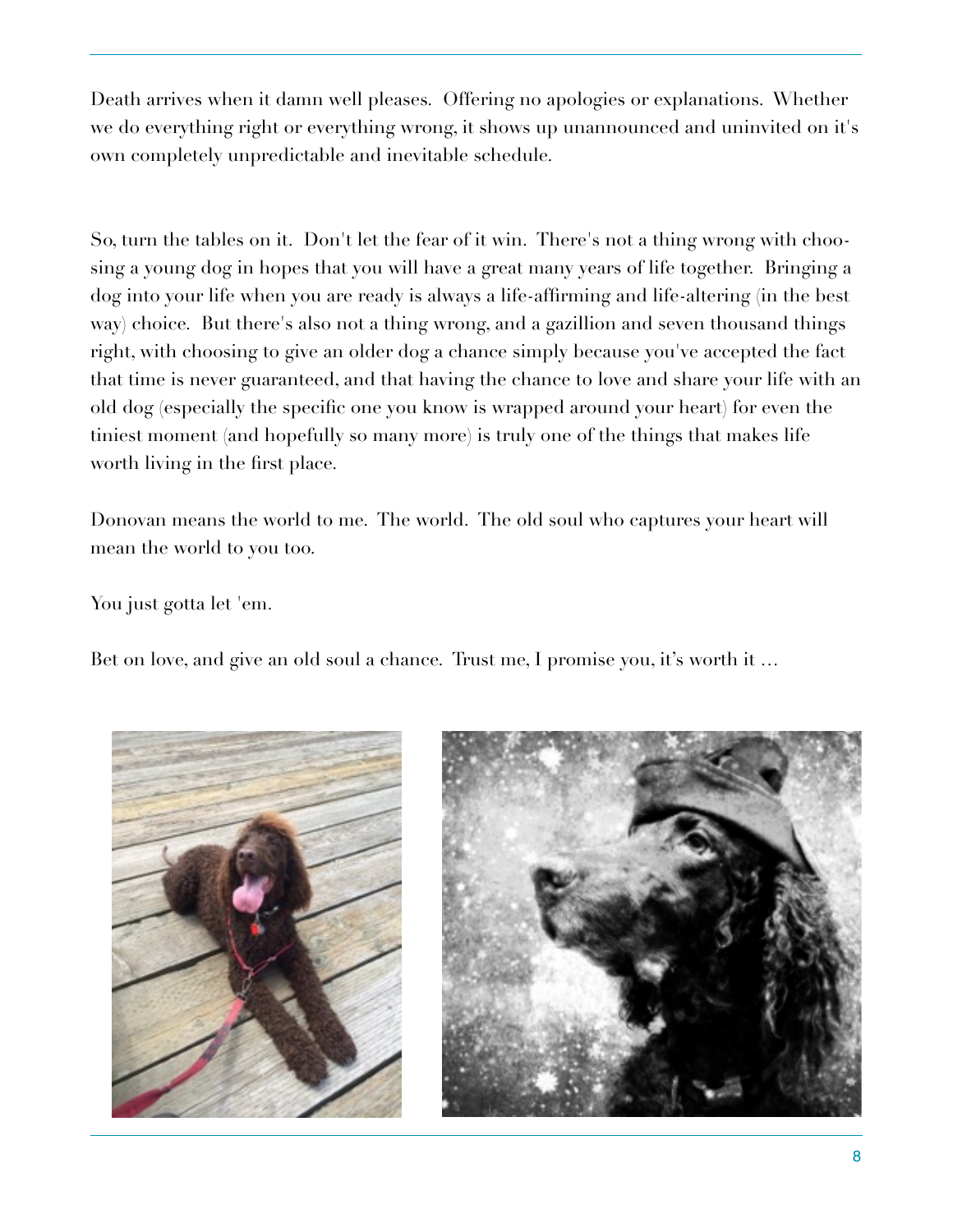Death arrives when it damn well pleases. Offering no apologies or explanations. Whether we do everything right or everything wrong, it shows up unannounced and uninvited on it's own completely unpredictable and inevitable schedule.

So, turn the tables on it. Don't let the fear of it win. There's not a thing wrong with choosing a young dog in hopes that you will have a great many years of life together. Bringing a dog into your life when you are ready is always a life-affirming and life-altering (in the best way) choice. But there's also not a thing wrong, and a gazillion and seven thousand things right, with choosing to give an older dog a chance simply because you've accepted the fact that time is never guaranteed, and that having the chance to love and share your life with an old dog (especially the specific one you know is wrapped around your heart) for even the tiniest moment (and hopefully so many more) is truly one of the things that makes life worth living in the first place.

Donovan means the world to me. The world. The old soul who captures your heart will mean the world to you too.

You just gotta let 'em.

Bet on love, and give an old soul a chance. Trust me, I promise you, it's worth it ...